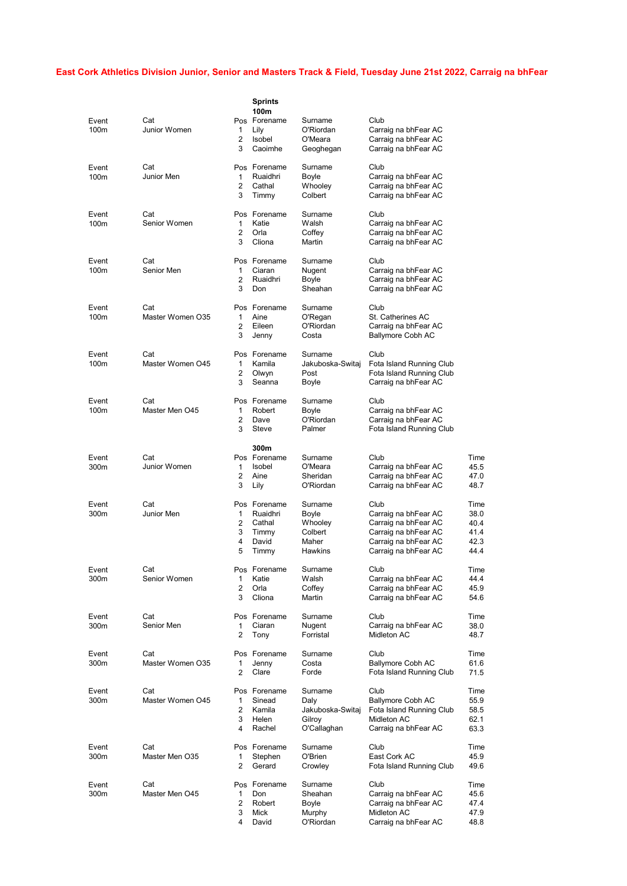# East Cork Athletics Division Junior, Senior and Masters Track & Field, Tuesday June 21st 2022, Carraig na bhFear

## Sprints

### 100m

| Event | Cat | Pos | Forename | Surname | Club |
|---|---|---|---|---|---|
| 100m | Junior Women | 1 | Lily | O'Riordan | Carraig na bhFear AC |
| | | 2 | Isobel | O'Meara | Carraig na bhFear AC |
| | | 3 | Caoimhe | Geoghegan | Carraig na bhFear AC |

| Event | Cat | Pos | Forename | Surname | Club |
|---|---|---|---|---|---|
| 100m | Junior Men | 1 | Ruaidhri | Boyle | Carraig na bhFear AC |
| | | 2 | Cathal | Whooley | Carraig na bhFear AC |
| | | 3 | Timmy | Colbert | Carraig na bhFear AC |

| Event | Cat | Pos | Forename | Surname | Club |
|---|---|---|---|---|---|
| 100m | Senior Women | 1 | Katie | Walsh | Carraig na bhFear AC |
| | | 2 | Orla | Coffey | Carraig na bhFear AC |
| | | 3 | Cliona | Martin | Carraig na bhFear AC |

| Event | Cat | Pos | Forename | Surname | Club |
|---|---|---|---|---|---|
| 100m | Senior Men | 1 | Ciaran | Nugent | Carraig na bhFear AC |
| | | 2 | Ruaidhri | Boyle | Carraig na bhFear AC |
| | | 3 | Don | Sheahan | Carraig na bhFear AC |

| Event | Cat | Pos | Forename | Surname | Club |
|---|---|---|---|---|---|
| 100m | Master Women O35 | 1 | Aine | O'Regan | St. Catherines AC |
| | | 2 | Eileen | O'Riordan | Carraig na bhFear AC |
| | | 3 | Jenny | Costa | Ballymore Cobh AC |

| Event | Cat | Pos | Forename | Surname | Club |
|---|---|---|---|---|---|
| 100m | Master Women O45 | 1 | Kamila | Jakuboska-Switaj | Fota Island Running Club |
| | | 2 | Olwyn | Post | Fota Island Running Club |
| | | 3 | Seanna | Boyle | Carraig na bhFear AC |

| Event | Cat | Pos | Forename | Surname | Club |
|---|---|---|---|---|---|
| 100m | Master Men O45 | 1 | Robert | Boyle | Carraig na bhFear AC |
| | | 2 | Dave | O'Riordan | Carraig na bhFear AC |
| | | 3 | Steve | Palmer | Fota Island Running Club |

### 300m

| Event | Cat | Pos | Forename | Surname | Club | Time |
|---|---|---|---|---|---|---|
| 300m | Junior Women | 1 | Isobel | O'Meara | Carraig na bhFear AC | 45.5 |
| | | 2 | Aine | Sheridan | Carraig na bhFear AC | 47.0 |
| | | 3 | Lily | O'Riordan | Carraig na bhFear AC | 48.7 |

| Event | Cat | Pos | Forename | Surname | Club | Time |
|---|---|---|---|---|---|---|
| 300m | Junior Men | 1 | Ruaidhri | Boyle | Carraig na bhFear AC | 38.0 |
| | | 2 | Cathal | Whooley | Carraig na bhFear AC | 40.4 |
| | | 3 | Timmy | Colbert | Carraig na bhFear AC | 41.4 |
| | | 4 | David | Maher | Carraig na bhFear AC | 42.3 |
| | | 5 | Timmy | Hawkins | Carraig na bhFear AC | 44.4 |

| Event | Cat | Pos | Forename | Surname | Club | Time |
|---|---|---|---|---|---|---|
| 300m | Senior Women | 1 | Katie | Walsh | Carraig na bhFear AC | 44.4 |
| | | 2 | Orla | Coffey | Carraig na bhFear AC | 45.9 |
| | | 3 | Cliona | Martin | Carraig na bhFear AC | 54.6 |

| Event | Cat | Pos | Forename | Surname | Club | Time |
|---|---|---|---|---|---|---|
| 300m | Senior Men | 1 | Ciaran | Nugent | Carraig na bhFear AC | 38.0 |
| | | 2 | Tony | Forristal | Midleton AC | 48.7 |

| Event | Cat | Pos | Forename | Surname | Club | Time |
|---|---|---|---|---|---|---|
| 300m | Master Women O35 | 1 | Jenny | Costa | Ballymore Cobh AC | 61.6 |
| | | 2 | Clare | Forde | Fota Island Running Club | 71.5 |

| Event | Cat | Pos | Forename | Surname | Club | Time |
|---|---|---|---|---|---|---|
| 300m | Master Women O45 | 1 | Sinead | Daly | Ballymore Cobh AC | 55.9 |
| | | 2 | Kamila | Jakuboska-Switaj | Fota Island Running Club | 58.5 |
| | | 3 | Helen | Gilroy | Midleton AC | 62.1 |
| | | 4 | Rachel | O'Callaghan | Carraig na bhFear AC | 63.3 |

| Event | Cat | Pos | Forename | Surname | Club | Time |
|---|---|---|---|---|---|---|
| 300m | Master Men O35 | 1 | Stephen | O'Brien | East Cork AC | 45.9 |
| | | 2 | Gerard | Crowley | Fota Island Running Club | 49.6 |

| Event | Cat | Pos | Forename | Surname | Club | Time |
|---|---|---|---|---|---|---|
| 300m | Master Men O45 | 1 | Don | Sheahan | Carraig na bhFear AC | 45.6 |
| | | 2 | Robert | Boyle | Carraig na bhFear AC | 47.4 |
| | | 3 | Mick | Murphy | Midleton AC | 47.9 |
| | | 4 | David | O'Riordan | Carraig na bhFear AC | 48.8 |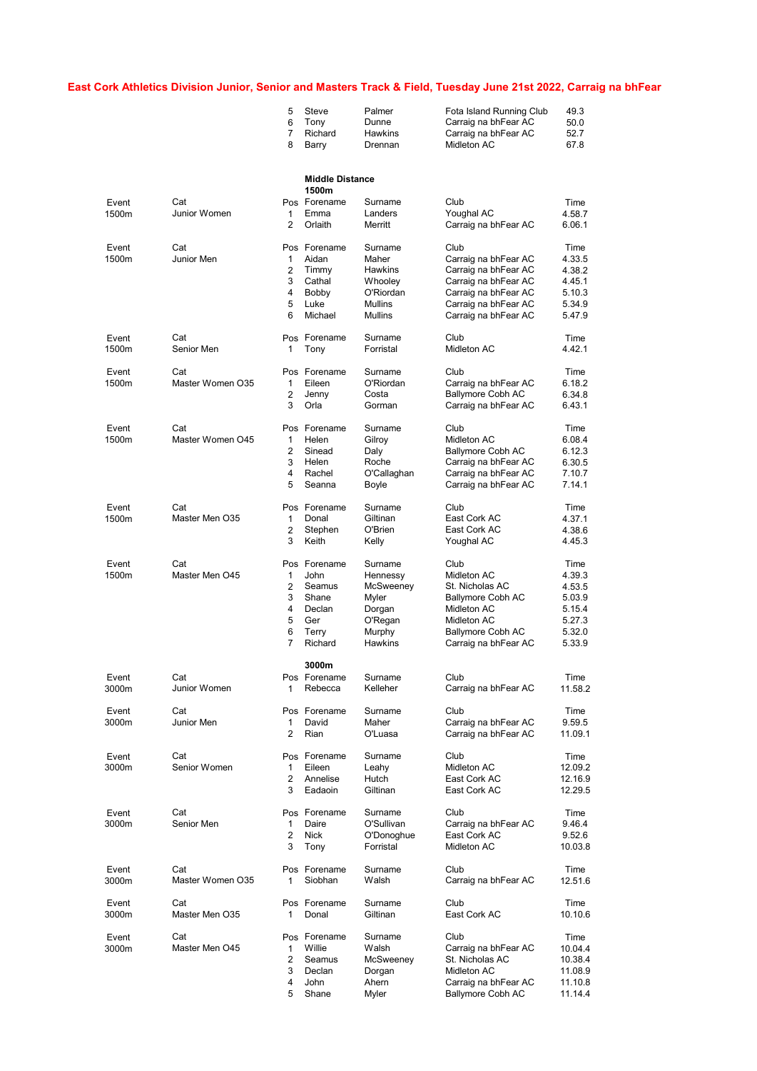# East Cork Athletics Division Junior, Senior and Masters Track & Field, Tuesday June 21st 2022, Carraig na bhFear

| Pos | Forename | Surname | Club | Time |
|---|---|---|---|---|
| 5 | Steve | Palmer | Fota Island Running Club | 49.3 |
| 6 | Tony | Dunne | Carraig na bhFear AC | 50.0 |
| 7 | Richard | Hawkins | Carraig na bhFear AC | 52.7 |
| 8 | Barry | Drennan | Midleton AC | 67.8 |

## Middle Distance

### 1500m

| Event | Cat | Pos | Forename | Surname | Club | Time |
|---|---|---|---|---|---|---|
| 1500m | Junior Women | 1 | Emma | Landers | Youghal AC | 4.58.7 |
| | | 2 | Orlaith | Merritt | Carraig na bhFear AC | 6.06.1 |

| Event | Cat | Pos | Forename | Surname | Club | Time |
|---|---|---|---|---|---|---|
| 1500m | Junior Men | 1 | Aidan | Maher | Carraig na bhFear AC | 4.33.5 |
| | | 2 | Timmy | Hawkins | Carraig na bhFear AC | 4.38.2 |
| | | 3 | Cathal | Whooley | Carraig na bhFear AC | 4.45.1 |
| | | 4 | Bobby | O'Riordan | Carraig na bhFear AC | 5.10.3 |
| | | 5 | Luke | Mullins | Carraig na bhFear AC | 5.34.9 |
| | | 6 | Michael | Mullins | Carraig na bhFear AC | 5.47.9 |

| Event | Cat | Pos | Forename | Surname | Club | Time |
|---|---|---|---|---|---|---|
| 1500m | Senior Men | 1 | Tony | Forristal | Midleton AC | 4.42.1 |

| Event | Cat | Pos | Forename | Surname | Club | Time |
|---|---|---|---|---|---|---|
| 1500m | Master Women O35 | 1 | Eileen | O'Riordan | Carraig na bhFear AC | 6.18.2 |
| | | 2 | Jenny | Costa | Ballymore Cobh AC | 6.34.8 |
| | | 3 | Orla | Gorman | Carraig na bhFear AC | 6.43.1 |

| Event | Cat | Pos | Forename | Surname | Club | Time |
|---|---|---|---|---|---|---|
| 1500m | Master Women O45 | 1 | Helen | Gilroy | Midleton AC | 6.08.4 |
| | | 2 | Sinead | Daly | Ballymore Cobh AC | 6.12.3 |
| | | 3 | Helen | Roche | Carraig na bhFear AC | 6.30.5 |
| | | 4 | Rachel | O'Callaghan | Carraig na bhFear AC | 7.10.7 |
| | | 5 | Seanna | Boyle | Carraig na bhFear AC | 7.14.1 |

| Event | Cat | Pos | Forename | Surname | Club | Time |
|---|---|---|---|---|---|---|
| 1500m | Master Men O35 | 1 | Donal | Giltinan | East Cork AC | 4.37.1 |
| | | 2 | Stephen | O'Brien | East Cork AC | 4.38.6 |
| | | 3 | Keith | Kelly | Youghal AC | 4.45.3 |

| Event | Cat | Pos | Forename | Surname | Club | Time |
|---|---|---|---|---|---|---|
| 1500m | Master Men O45 | 1 | John | Hennessy | Midleton AC | 4.39.3 |
| | | 2 | Seamus | McSweeney | St. Nicholas AC | 4.53.5 |
| | | 3 | Shane | Myler | Ballymore Cobh AC | 5.03.9 |
| | | 4 | Declan | Dorgan | Midleton AC | 5.15.4 |
| | | 5 | Ger | O'Regan | Midleton AC | 5.27.3 |
| | | 6 | Terry | Murphy | Ballymore Cobh AC | 5.32.0 |
| | | 7 | Richard | Hawkins | Carraig na bhFear AC | 5.33.9 |

### 3000m

| Event | Cat | Pos | Forename | Surname | Club | Time |
|---|---|---|---|---|---|---|
| 3000m | Junior Women | 1 | Rebecca | Kelleher | Carraig na bhFear AC | 11.58.2 |

| Event | Cat | Pos | Forename | Surname | Club | Time |
|---|---|---|---|---|---|---|
| 3000m | Junior Men | 1 | David | Maher | Carraig na bhFear AC | 9.59.5 |
| | | 2 | Rian | O'Luasa | Carraig na bhFear AC | 11.09.1 |

| Event | Cat | Pos | Forename | Surname | Club | Time |
|---|---|---|---|---|---|---|
| 3000m | Senior Women | 1 | Eileen | Leahy | Midleton AC | 12.09.2 |
| | | 2 | Annelise | Hutch | East Cork AC | 12.16.9 |
| | | 3 | Eadaoin | Giltinan | East Cork AC | 12.29.5 |

| Event | Cat | Pos | Forename | Surname | Club | Time |
|---|---|---|---|---|---|---|
| 3000m | Senior Men | 1 | Daire | O'Sullivan | Carraig na bhFear AC | 9.46.4 |
| | | 2 | Nick | O'Donoghue | East Cork AC | 9.52.6 |
| | | 3 | Tony | Forristal | Midleton AC | 10.03.8 |

| Event | Cat | Pos | Forename | Surname | Club | Time |
|---|---|---|---|---|---|---|
| 3000m | Master Women O35 | 1 | Siobhan | Walsh | Carraig na bhFear AC | 12.51.6 |

| Event | Cat | Pos | Forename | Surname | Club | Time |
|---|---|---|---|---|---|---|
| 3000m | Master Men O35 | 1 | Donal | Giltinan | East Cork AC | 10.10.6 |

| Event | Cat | Pos | Forename | Surname | Club | Time |
|---|---|---|---|---|---|---|
| 3000m | Master Men O45 | 1 | Willie | Walsh | Carraig na bhFear AC | 10.04.4 |
| | | 2 | Seamus | McSweeney | St. Nicholas AC | 10.38.4 |
| | | 3 | Declan | Dorgan | Midleton AC | 11.08.9 |
| | | 4 | John | Ahern | Carraig na bhFear AC | 11.10.8 |
| | | 5 | Shane | Myler | Ballymore Cobh AC | 11.14.4 |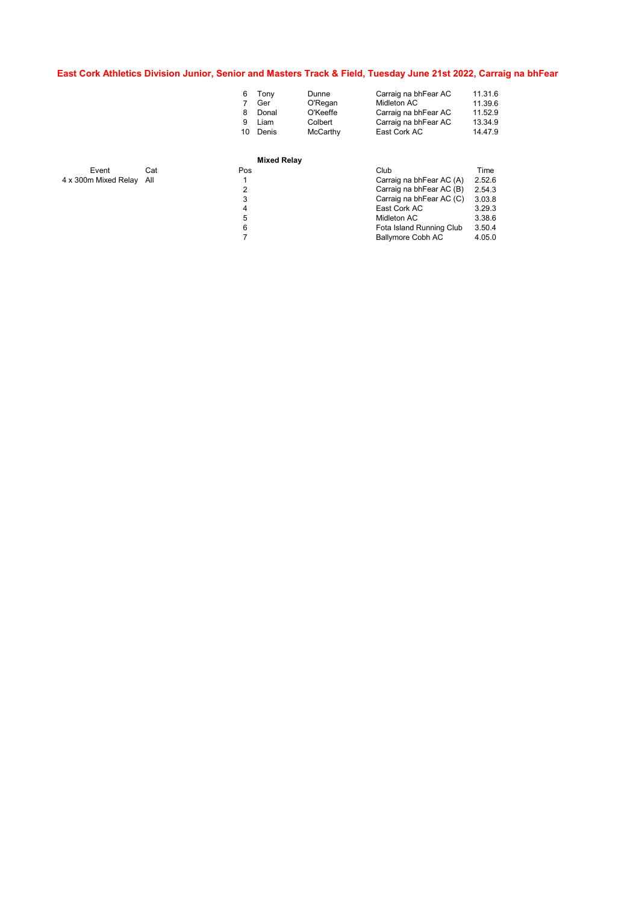# East Cork Athletics Division Junior, Senior and Masters Track & Field, Tuesday June 21st 2022, Carraig na bhFear

| | | | | |
|---|---|---|---|---|
| 6 | Tony | Dunne | Carraig na bhFear AC | 11.31.6 |
| 7 | Ger | O'Regan | Midleton AC | 11.39.6 |
| 8 | Donal | O'Keeffe | Carraig na bhFear AC | 11.52.9 |
| 9 | Liam | Colbert | Carraig na bhFear AC | 13.34.9 |
| 10 | Denis | McCarthy | East Cork AC | 14.47.9 |

**Mixed Relay**

| Event | Cat | Pos | Club | Time |
|---|---|---|---|---|
| 4 x 300m Mixed Relay | All | 1 | Carraig na bhFear AC (A) | 2.52.6 |
| | | 2 | Carraig na bhFear AC (B) | 2.54.3 |
| | | 3 | Carraig na bhFear AC (C) | 3.03.8 |
| | | 4 | East Cork AC | 3.29.3 |
| | | 5 | Midleton AC | 3.38.6 |
| | | 6 | Fota Island Running Club | 3.50.4 |
| | | 7 | Ballymore Cobh AC | 4.05.0 |